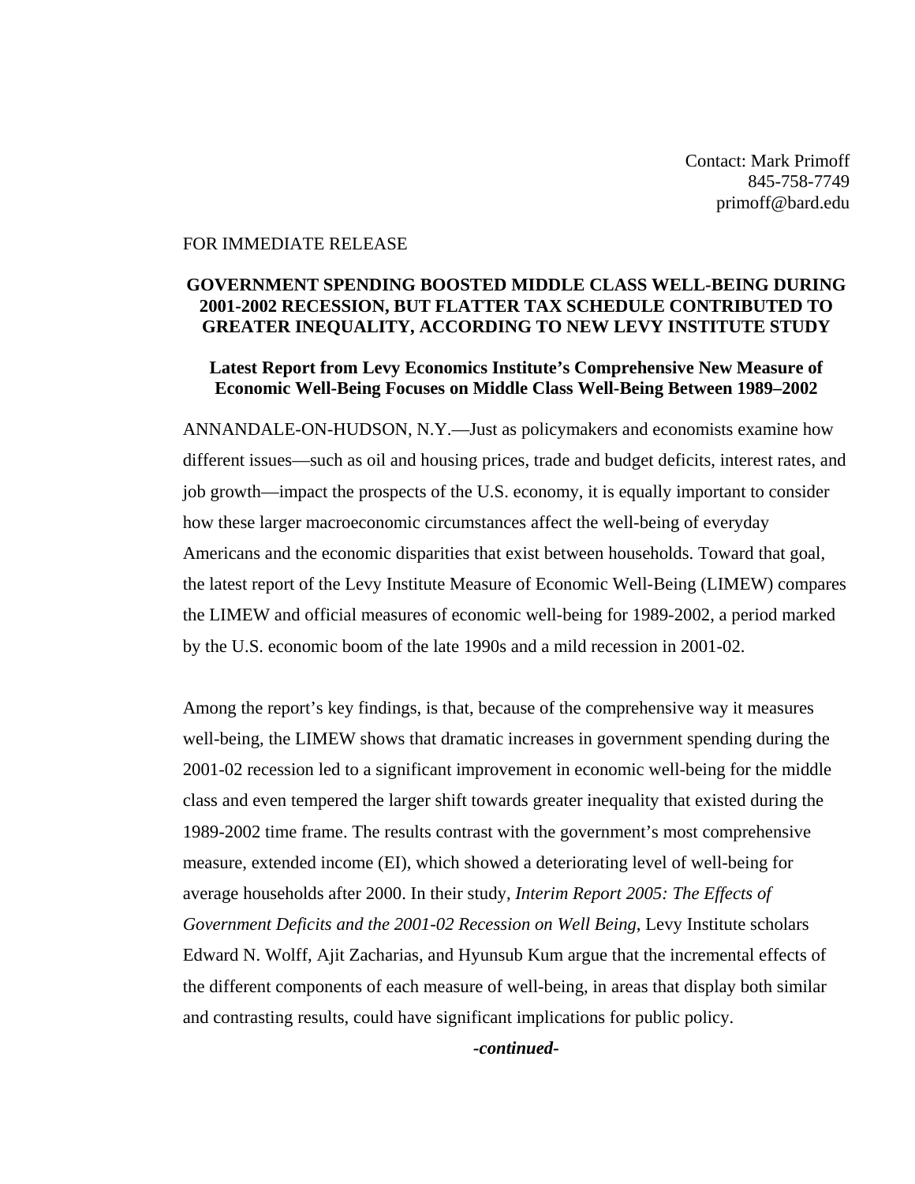Contact: Mark Primoff
845-758-7749
primoff@bard.edu

FOR IMMEDIATE RELEASE

**GOVERNMENT SPENDING BOOSTED MIDDLE CLASS WELL-BEING DURING 2001-2002 RECESSION, BUT FLATTER TAX SCHEDULE CONTRIBUTED TO GREATER INEQUALITY, ACCORDING TO NEW LEVY INSTITUTE STUDY**

**Latest Report from Levy Economics Institute's Comprehensive New Measure of Economic Well-Being Focuses on Middle Class Well-Being Between 1989–2002**

ANNANDALE-ON-HUDSON, N.Y.—Just as policymakers and economists examine how different issues—such as oil and housing prices, trade and budget deficits, interest rates, and job growth—impact the prospects of the U.S. economy, it is equally important to consider how these larger macroeconomic circumstances affect the well-being of everyday Americans and the economic disparities that exist between households. Toward that goal, the latest report of the Levy Institute Measure of Economic Well-Being (LIMEW) compares the LIMEW and official measures of economic well-being for 1989-2002, a period marked by the U.S. economic boom of the late 1990s and a mild recession in 2001-02.

Among the report's key findings, is that, because of the comprehensive way it measures well-being, the LIMEW shows that dramatic increases in government spending during the 2001-02 recession led to a significant improvement in economic well-being for the middle class and even tempered the larger shift towards greater inequality that existed during the 1989-2002 time frame. The results contrast with the government's most comprehensive measure, extended income (EI), which showed a deteriorating level of well-being for average households after 2000. In their study, *Interim Report 2005: The Effects of Government Deficits and the 2001-02 Recession on Well Being*, Levy Institute scholars Edward N. Wolff, Ajit Zacharias, and Hyunsub Kum argue that the incremental effects of the different components of each measure of well-being, in areas that display both similar and contrasting results, could have significant implications for public policy.

***-continued-***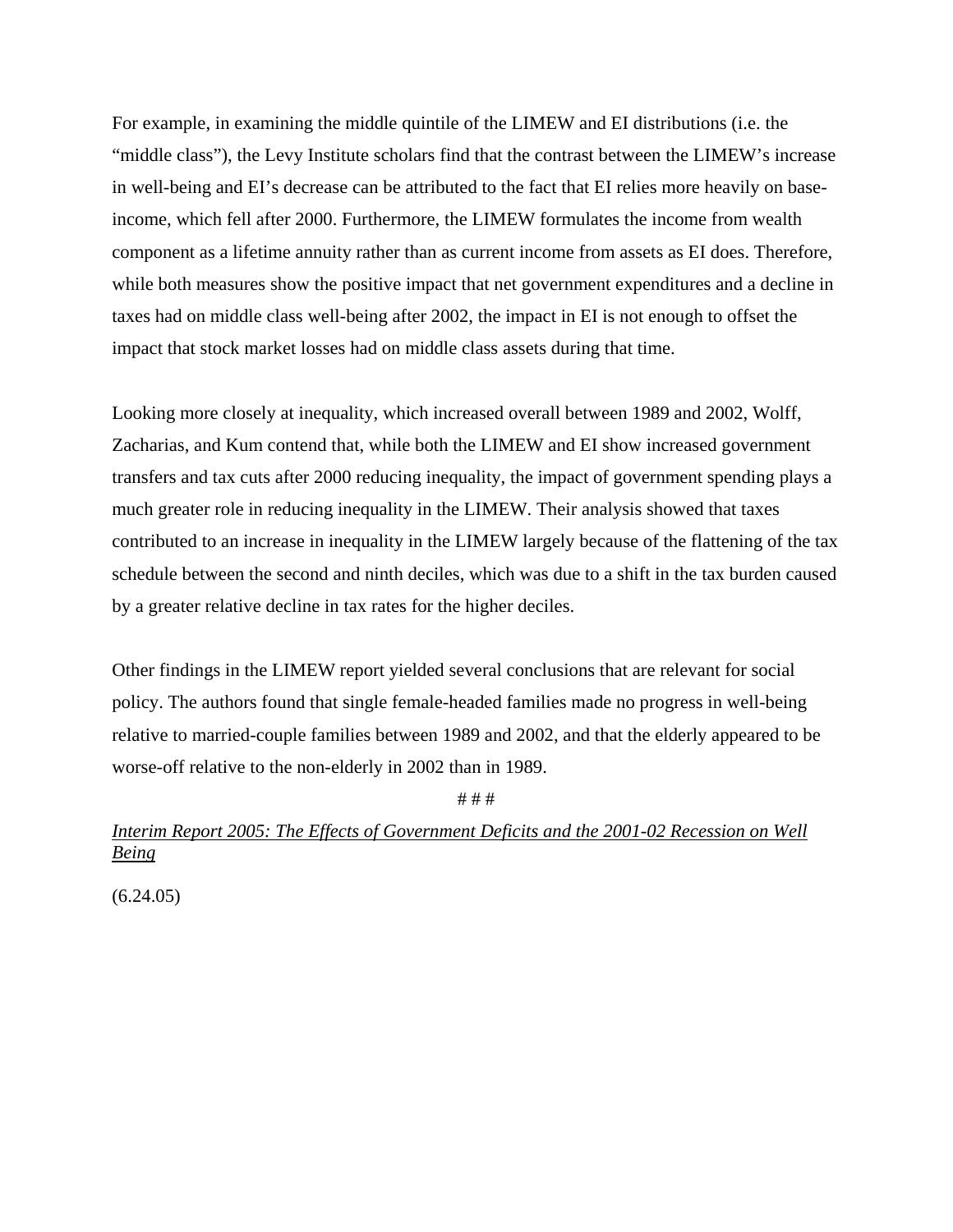For example, in examining the middle quintile of the LIMEW and EI distributions (i.e. the "middle class"), the Levy Institute scholars find that the contrast between the LIMEW's increase in well-being and EI's decrease can be attributed to the fact that EI relies more heavily on base-income, which fell after 2000. Furthermore, the LIMEW formulates the income from wealth component as a lifetime annuity rather than as current income from assets as EI does. Therefore, while both measures show the positive impact that net government expenditures and a decline in taxes had on middle class well-being after 2002, the impact in EI is not enough to offset the impact that stock market losses had on middle class assets during that time.

Looking more closely at inequality, which increased overall between 1989 and 2002, Wolff, Zacharias, and Kum contend that, while both the LIMEW and EI show increased government transfers and tax cuts after 2000 reducing inequality, the impact of government spending plays a much greater role in reducing inequality in the LIMEW. Their analysis showed that taxes contributed to an increase in inequality in the LIMEW largely because of the flattening of the tax schedule between the second and ninth deciles, which was due to a shift in the tax burden caused by a greater relative decline in tax rates for the higher deciles.

Other findings in the LIMEW report yielded several conclusions that are relevant for social policy. The authors found that single female-headed families made no progress in well-being relative to married-couple families between 1989 and 2002, and that the elderly appeared to be worse-off relative to the non-elderly in 2002 than in 1989.

# # #

*Interim Report 2005: The Effects of Government Deficits and the 2001-02 Recession on Well Being*

(6.24.05)